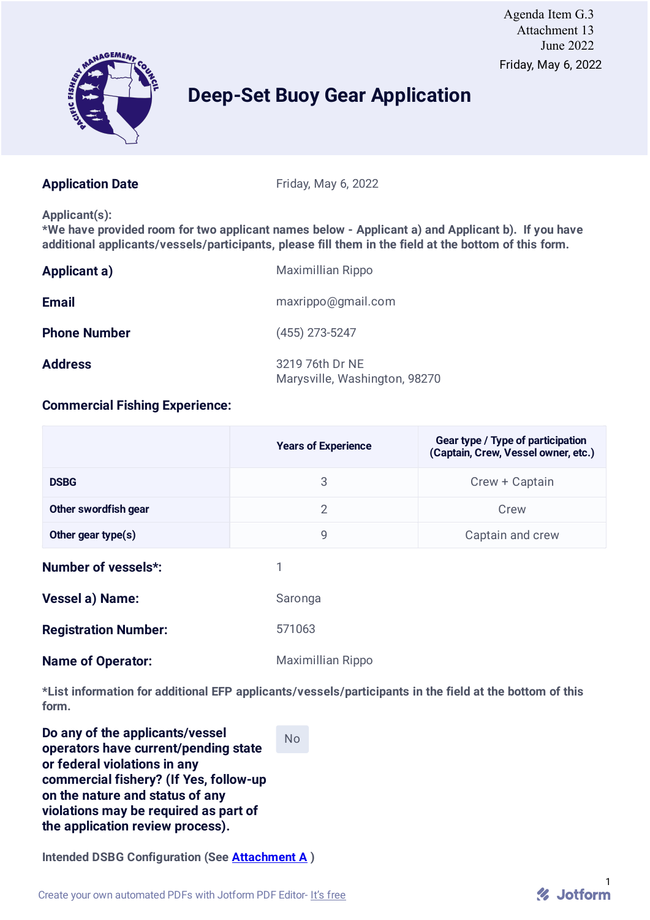Agenda Item G.3
Attachment 13
June 2022

Friday, May 6, 2022

# Deep-Set Buoy Gear Application

**Application Date** Friday, May 6, 2022

**Applicant(s):**
**\*We have provided room for two applicant names below - Applicant a) and Applicant b). If you have additional applicants/vessels/participants, please fill them in the field at the bottom of this form.**

**Applicant a)** Maximillian Rippo

**Email** maxrippo@gmail.com

**Phone Number** (455) 273-5247

**Address** 3219 76th Dr NE
Marysville, Washington, 98270

**Commercial Fishing Experience:**

| | Years of Experience | Gear type / Type of participation (Captain, Crew, Vessel owner, etc.) |
|---|---|---|
| DSBG | 3 | Crew + Captain |
| Other swordfish gear | 2 | Crew |
| Other gear type(s) | 9 | Captain and crew |

**Number of vessels\*:** 1

**Vessel a) Name:** Saronga

**Registration Number:** 571063

**Name of Operator:** Maximillian Rippo

**\*List information for additional EFP applicants/vessels/participants in the field at the bottom of this form.**

**Do any of the applicants/vessel operators have current/pending state or federal violations in any commercial fishery? (If Yes, follow-up on the nature and status of any violations may be required as part of the application review process).** No

**Intended DSBG Configuration (See [Attachment A](#) )**

Create your own automated PDFs with Jotform PDF Editor- It's free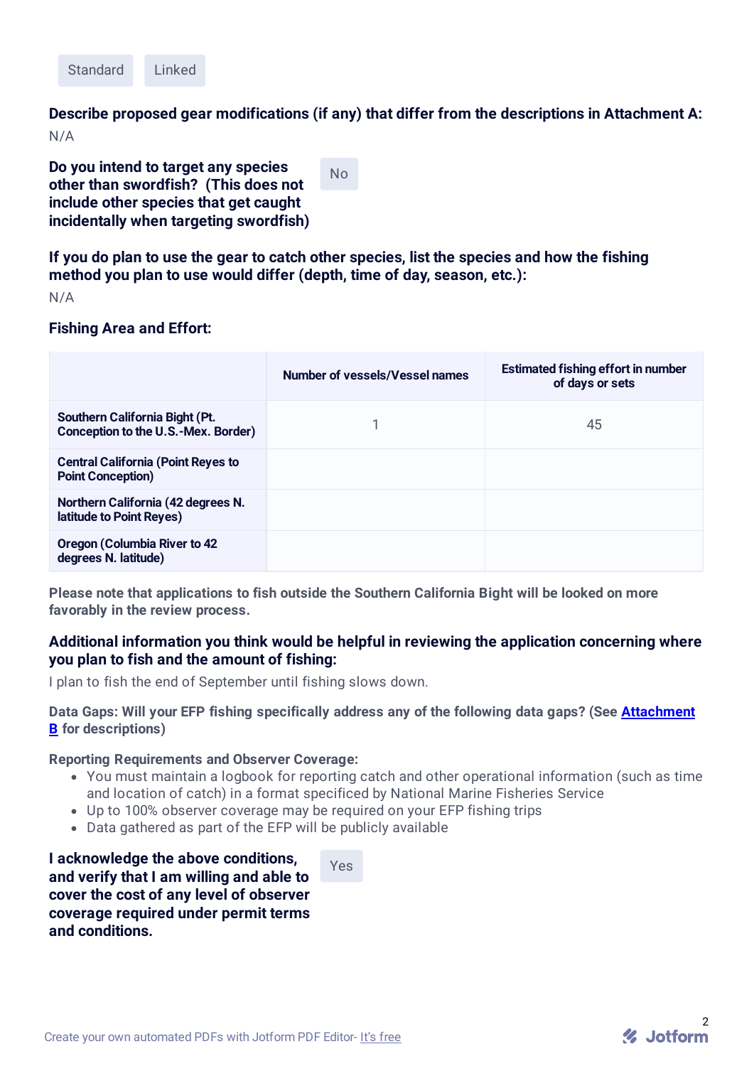Standard Linked

**Describe proposed gear modifications (if any) that differ from the descriptions in Attachment A:**

N/A

**Do you intend to target any species other than swordfish? (This does not include other species that get caught incidentally when targeting swordfish)**

No

**If you do plan to use the gear to catch other species, list the species and how the fishing method you plan to use would differ (depth, time of day, season, etc.):**

N/A

**Fishing Area and Effort:**

| | Number of vessels/Vessel names | Estimated fishing effort in number of days or sets |
|---|---|---|
| Southern California Bight (Pt. Conception to the U.S.-Mex. Border) | 1 | 45 |
| Central California (Point Reyes to Point Conception) | | |
| Northern California (42 degrees N. latitude to Point Reyes) | | |
| Oregon (Columbia River to 42 degrees N. latitude) | | |

**Please note that applications to fish outside the Southern California Bight will be looked on more favorably in the review process.**

**Additional information you think would be helpful in reviewing the application concerning where you plan to fish and the amount of fishing:**

I plan to fish the end of September until fishing slows down.

**Data Gaps: Will your EFP fishing specifically address any of the following data gaps? (See [Attachment B] for descriptions)**

**Reporting Requirements and Observer Coverage:**

- You must maintain a logbook for reporting catch and other operational information (such as time and location of catch) in a format specificed by National Marine Fisheries Service
- Up to 100% observer coverage may be required on your EFP fishing trips
- Data gathered as part of the EFP will be publicly available

**I acknowledge the above conditions, and verify that I am willing and able to cover the cost of any level of observer coverage required under permit terms and conditions.**

Yes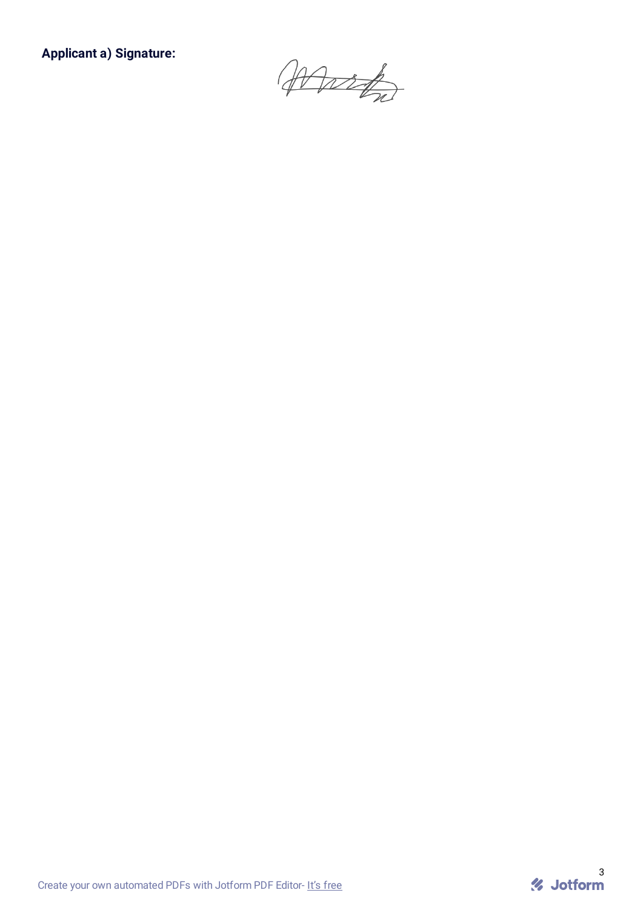**Applicant a) Signature:**